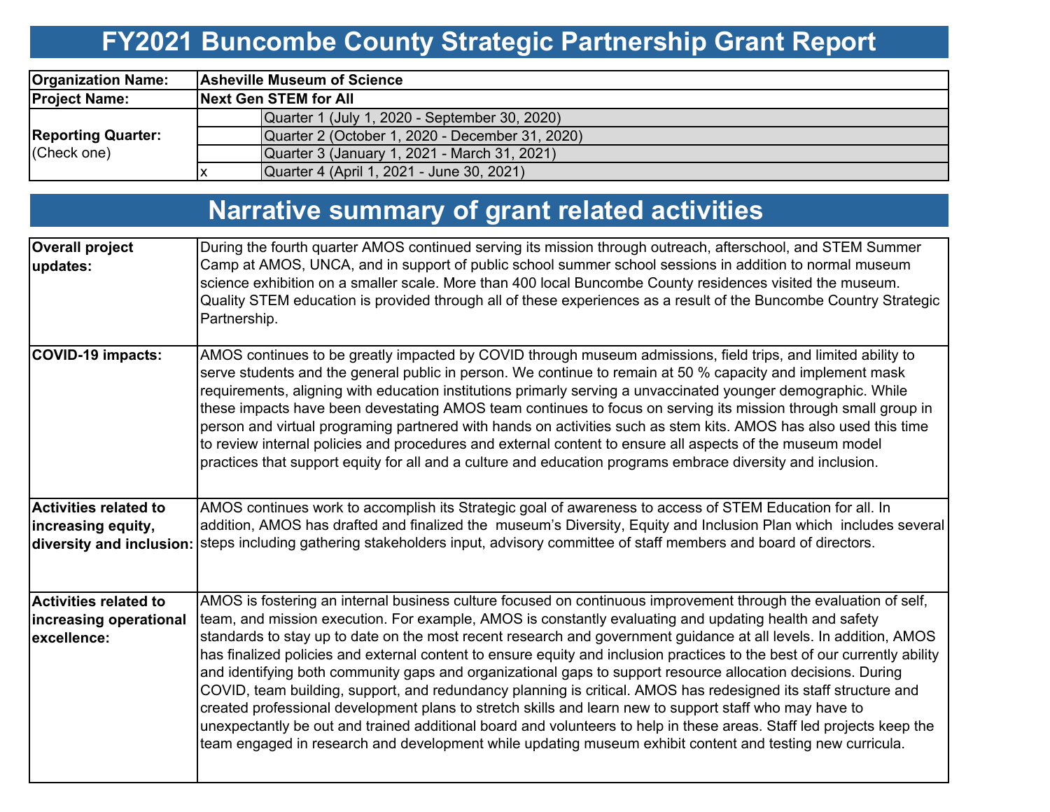# FY2021 Buncombe County Strategic Partnership Grant Report

| | | |
|---|---|---|
| **Organization Name:** | **Asheville Museum of Science** | |
| **Project Name:** | **Next Gen STEM for All** | |
| **Reporting Quarter:** (Check one) | | Quarter 1 (July 1, 2020 - September 30, 2020) |
| | | Quarter 2 (October 1, 2020 - December 31, 2020) |
| | | Quarter 3 (January 1, 2021 - March 31, 2021) |
| | x | Quarter 4 (April 1, 2021 - June 30, 2021) |

# Narrative summary of grant related activities

| | |
|---|---|
| **Overall project updates:** | During the fourth quarter AMOS continued serving its mission through outreach, afterschool, and STEM Summer Camp at AMOS, UNCA, and in support of public school summer school sessions in addition to normal museum science exhibition on a smaller scale. More than 400 local Buncombe County residences visited the museum. Quality STEM education is provided through all of these experiences as a result of the Buncombe Country Strategic Partnership. |
| **COVID-19 impacts:** | AMOS continues to be greatly impacted by COVID through museum admissions, field trips, and limited ability to serve students and the general public in person. We continue to remain at 50 % capacity and implement mask requirements, aligning with education institutions primarily serving a unvaccinated younger demographic. While these impacts have been devestating AMOS team continues to focus on serving its mission through small group in person and virtual programing partnered with hands on activities such as stem kits. AMOS has also used this time to review internal policies and procedures and external content to ensure all aspects of the museum model practices that support equity for all and a culture and education programs embrace diversity and inclusion. |
| **Activities related to increasing equity, diversity and inclusion:** | AMOS continues work to accomplish its Strategic goal of awareness to access of STEM Education for all. In addition, AMOS has drafted and finalized the museum's Diversity, Equity and Inclusion Plan which includes several steps including gathering stakeholders input, advisory committee of staff members and board of directors. |
| **Activities related to increasing operational excellence:** | AMOS is fostering an internal business culture focused on continuous improvement through the evaluation of self, team, and mission execution. For example, AMOS is constantly evaluating and updating health and safety standards to stay up to date on the most recent research and government guidance at all levels. In addition, AMOS has finalized policies and external content to ensure equity and inclusion practices to the best of our currently ability and identifying both community gaps and organizational gaps to support resource allocation decisions. During COVID, team building, support, and redundancy planning is critical. AMOS has redesigned its staff structure and created professional development plans to stretch skills and learn new to support staff who may have to unexpectanly be out and trained additional board and volunteers to help in these areas. Staff led projects keep the team engaged in research and development while updating museum exhibit content and testing new curricula. |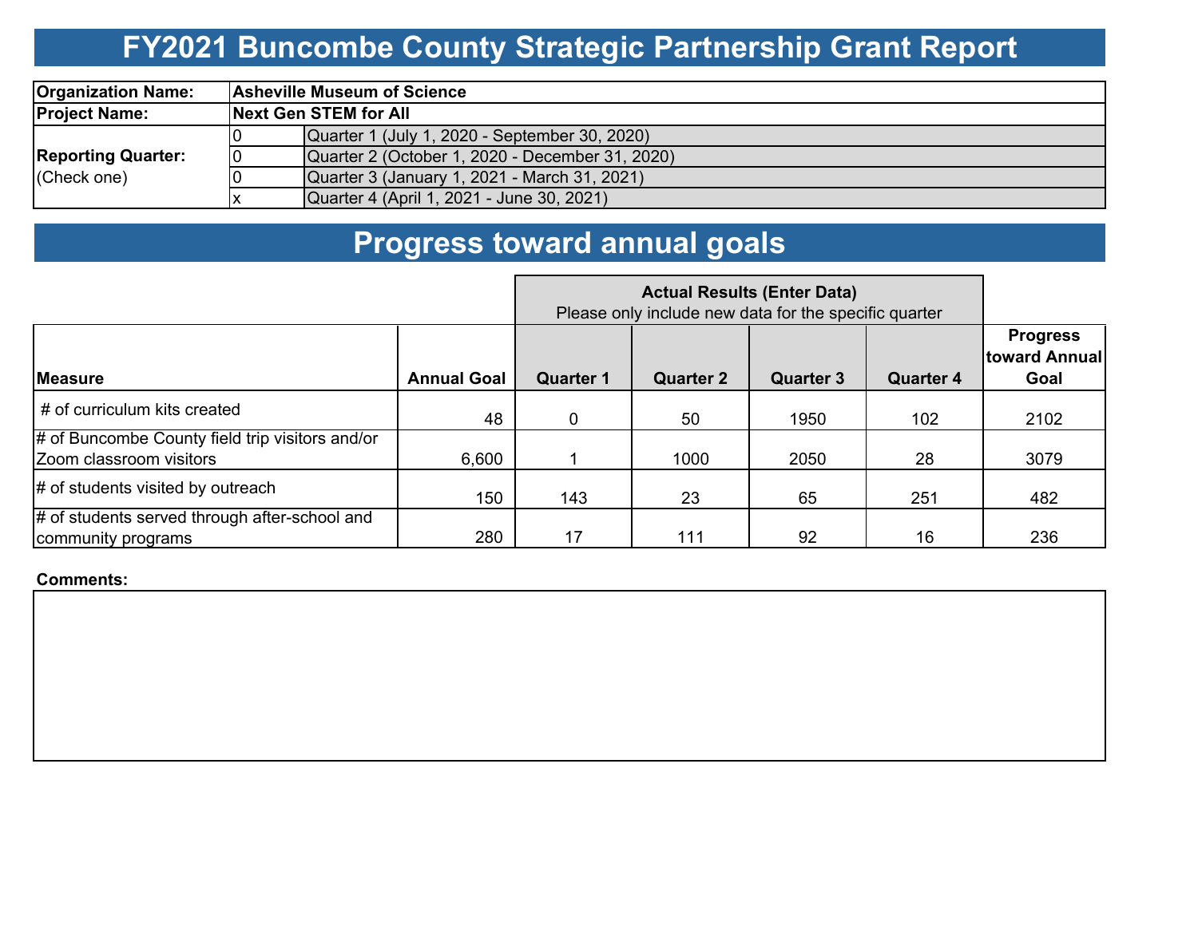# FY2021 Buncombe County Strategic Partnership Grant Report

| | | |
|---|---|---|
| **Organization Name:** | **Asheville Museum of Science** | |
| **Project Name:** | **Next Gen STEM for All** | |
| **Reporting Quarter:** (Check one) | 0 | Quarter 1 (July 1, 2020 - September 30, 2020) |
| | 0 | Quarter 2 (October 1, 2020 - December 31, 2020) |
| | 0 | Quarter 3 (January 1, 2021 - March 31, 2021) |
| | x | Quarter 4 (April 1, 2021 - June 30, 2021) |

# Progress toward annual goals

| | | **Actual Results (Enter Data)** Please only include new data for the specific quarter | | | | |
|---|---|---|---|---|---|---|
| **Measure** | **Annual Goal** | **Quarter 1** | **Quarter 2** | **Quarter 3** | **Quarter 4** | **Progress toward Annual Goal** |
| # of curriculum kits created | 48 | 0 | 50 | 1950 | 102 | 2102 |
| # of Buncombe County field trip visitors and/or Zoom classroom visitors | 6,600 | 1 | 1000 | 2050 | 28 | 3079 |
| # of students visited by outreach | 150 | 143 | 23 | 65 | 251 | 482 |
| # of students served through after-school and community programs | 280 | 17 | 111 | 92 | 16 | 236 |

**Comments:**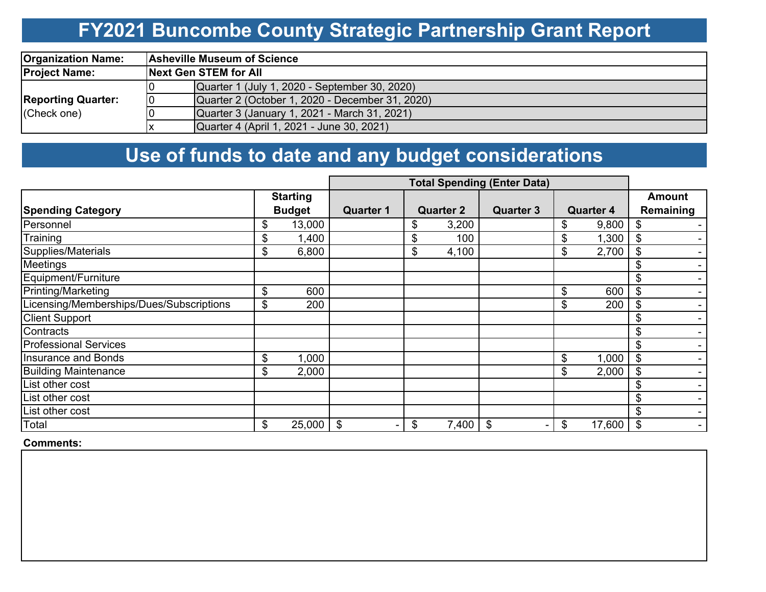# FY2021 Buncombe County Strategic Partnership Grant Report

| | | |
|---|---|---|
| **Organization Name:** | **Asheville Museum of Science** | |
| **Project Name:** | **Next Gen STEM for All** | |
| **Reporting Quarter:** (Check one) | 0 | Quarter 1 (July 1, 2020 - September 30, 2020) |
| | 0 | Quarter 2 (October 1, 2020 - December 31, 2020) |
| | 0 | Quarter 3 (January 1, 2021 - March 31, 2021) |
| | x | Quarter 4 (April 1, 2021 - June 30, 2021) |

# Use of funds to date and any budget considerations

| | | Total Spending (Enter Data) | | | | |
|---|---|---|---|---|---|---|
| **Spending Category** | **Starting Budget** | **Quarter 1** | **Quarter 2** | **Quarter 3** | **Quarter 4** | **Amount Remaining** |
| Personnel | $ 13,000 | | $ 3,200 | | $ 9,800 | $ - |
| Training | $ 1,400 | | $ 100 | | $ 1,300 | $ - |
| Supplies/Materials | $ 6,800 | | $ 4,100 | | $ 2,700 | $ - |
| Meetings | | | | | | $ - |
| Equipment/Furniture | | | | | | $ - |
| Printing/Marketing | $ 600 | | | | $ 600 | $ - |
| Licensing/Memberships/Dues/Subscriptions | $ 200 | | | | $ 200 | $ - |
| Client Support | | | | | | $ - |
| Contracts | | | | | | $ - |
| Professional Services | | | | | | $ - |
| Insurance and Bonds | $ 1,000 | | | | $ 1,000 | $ - |
| Building Maintenance | $ 2,000 | | | | $ 2,000 | $ - |
| List other cost | | | | | | $ - |
| List other cost | | | | | | $ - |
| List other cost | | | | | | $ - |
| Total | $ 25,000 | $ - | $ 7,400 | $ - | $ 17,600 | $ - |

**Comments:**